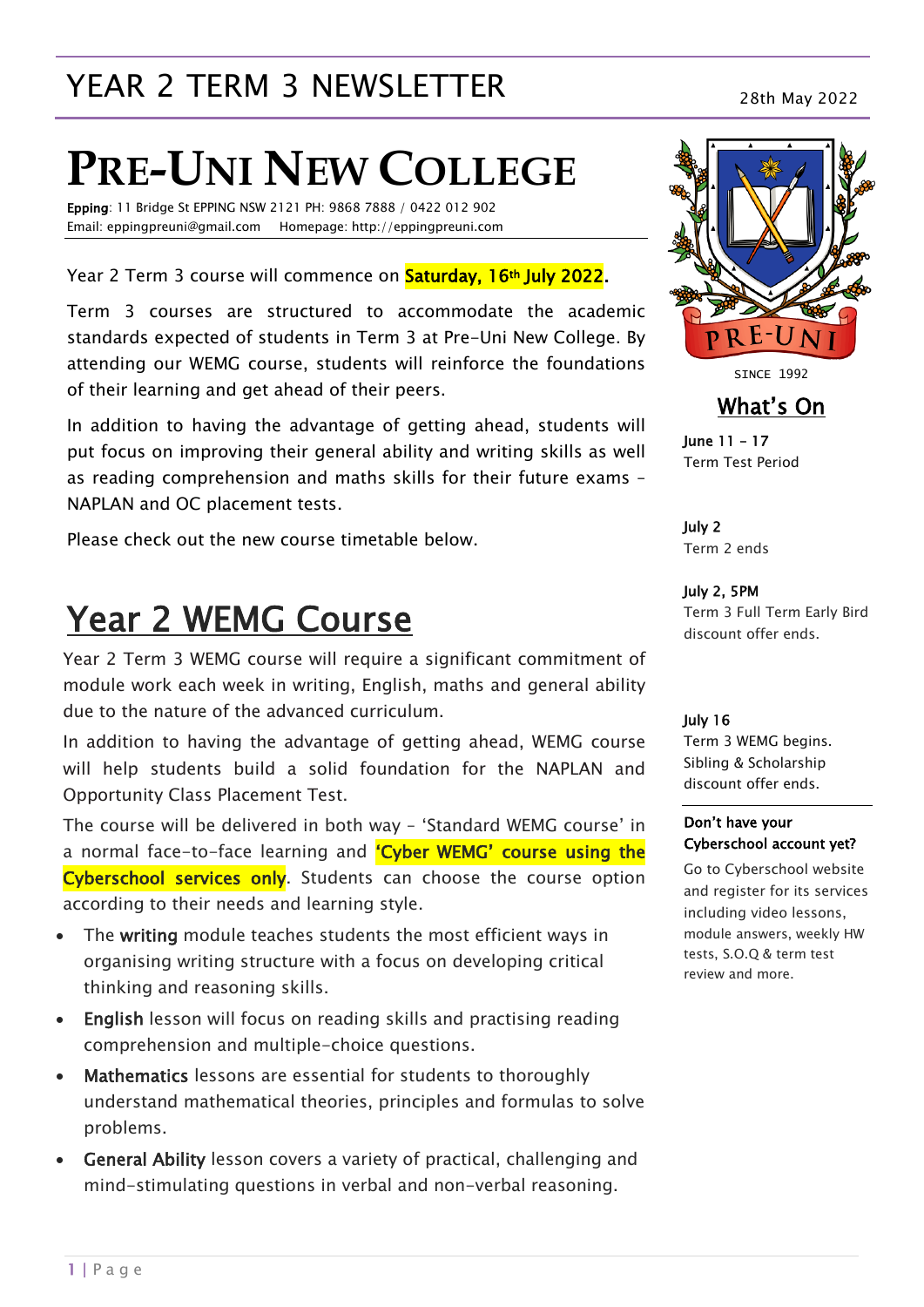# YEAR 2 TERM 3 NEWSLETTER

28th May 2022

# PRE-UNI NEW COLLEGE

**Epping**: 11 Bridge St EPPING NSW 2121 PH: 9868 7888 / 0422 012 902
Email: eppingpreuni@gmail.com Homepage: http://eppingpreuni.com

Year 2 Term 3 course will commence on **Saturday, 16th July 2022**.

Term 3 courses are structured to accommodate the academic standards expected of students in Term 3 at Pre-Uni New College. By attending our WEMG course, students will reinforce the foundations of their learning and get ahead of their peers.

In addition to having the advantage of getting ahead, students will put focus on improving their general ability and writing skills as well as reading comprehension and maths skills for their future exams – NAPLAN and OC placement tests.

Please check out the new course timetable below.

## Year 2 WEMG Course

Year 2 Term 3 WEMG course will require a significant commitment of module work each week in writing, English, maths and general ability due to the nature of the advanced curriculum.

In addition to having the advantage of getting ahead, WEMG course will help students build a solid foundation for the NAPLAN and Opportunity Class Placement Test.

The course will be delivered in both way – 'Standard WEMG course' in a normal face-to-face learning and **'Cyber WEMG' course using the Cyberschool services only**. Students can choose the course option according to their needs and learning style.

- The **writing** module teaches students the most efficient ways in organising writing structure with a focus on developing critical thinking and reasoning skills.
- **English** lesson will focus on reading skills and practising reading comprehension and multiple-choice questions.
- **Mathematics** lessons are essential for students to thoroughly understand mathematical theories, principles and formulas to solve problems.
- **General Ability** lesson covers a variety of practical, challenging and mind-stimulating questions in verbal and non-verbal reasoning.

PRE-UNI

SINCE 1992

## What's On

**June 11 – 17**
Term Test Period

**July 2**
Term 2 ends

**July 2, 5PM**
Term 3 Full Term Early Bird discount offer ends.

**July 16**
Term 3 WEMG begins.
Sibling & Scholarship discount offer ends.

**Don't have your Cyberschool account yet?**

Go to Cyberschool website and register for its services including video lessons, module answers, weekly HW tests, S.O.Q & term test review and more.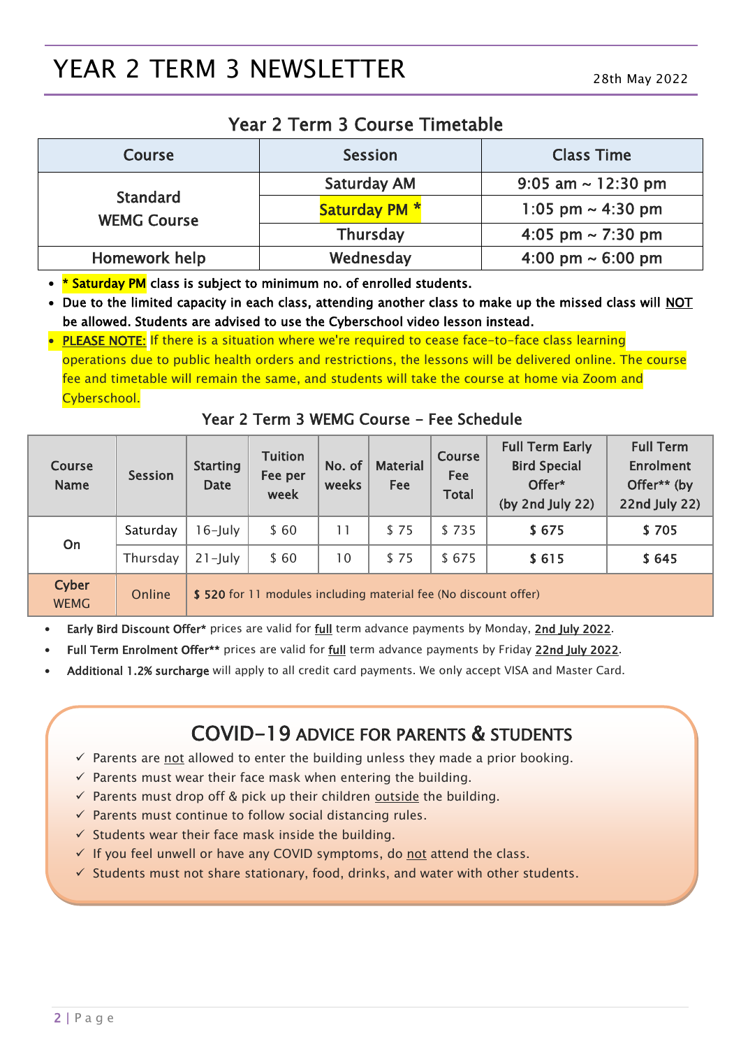# YEAR 2 TERM 3 NEWSLETTER

28th May 2022

## Year 2 Term 3 Course Timetable

| Course | Session | Class Time |
|---|---|---|
| Standard WEMG Course | Saturday AM | 9:05 am ~ 12:30 pm |
| | Saturday PM * | 1:05 pm ~ 4:30 pm |
| | Thursday | 4:05 pm ~ 7:30 pm |
| Homework help | Wednesday | 4:00 pm ~ 6:00 pm |

- **\* Saturday PM class is subject to minimum no. of enrolled students.**
- **Due to the limited capacity in each class, attending another class to make up the missed class will NOT be allowed. Students are advised to use the Cyberschool video lesson instead.**
- PLEASE NOTE: If there is a situation where we're required to cease face-to-face class learning operations due to public health orders and restrictions, the lessons will be delivered online. The course fee and timetable will remain the same, and students will take the course at home via Zoom and Cyberschool.

## Year 2 Term 3 WEMG Course – Fee Schedule

| Course Name | Session | Starting Date | Tuition Fee per week | No. of weeks | Material Fee | Course Fee Total | Full Term Early Bird Special Offer* (by 2nd July 22) | Full Term Enrolment Offer** (by 22nd July 22) |
|---|---|---|---|---|---|---|---|---|
| On | Saturday | 16-July | $ 60 | 11 | $ 75 | $ 735 | **$ 675** | **$ 705** |
| | Thursday | 21-July | $ 60 | 10 | $ 75 | $ 675 | **$ 615** | **$ 645** |
| Cyber WEMG | Online | **$ 520** for 11 modules including material fee (No discount offer) | | | | | | |

- **Early Bird Discount Offer\*** prices are valid for full term advance payments by Monday, **2nd July 2022**.
- **Full Term Enrolment Offer\*\*** prices are valid for full term advance payments by Friday **22nd July 2022**.
- **Additional 1.2% surcharge** will apply to all credit card payments. We only accept VISA and Master Card.

## COVID-19 ADVICE FOR PARENTS & STUDENTS

- ✓ Parents are not allowed to enter the building unless they made a prior booking.
- ✓ Parents must wear their face mask when entering the building.
- ✓ Parents must drop off & pick up their children outside the building.
- ✓ Parents must continue to follow social distancing rules.
- ✓ Students wear their face mask inside the building.
- ✓ If you feel unwell or have any COVID symptoms, do not attend the class.
- ✓ Students must not share stationary, food, drinks, and water with other students.